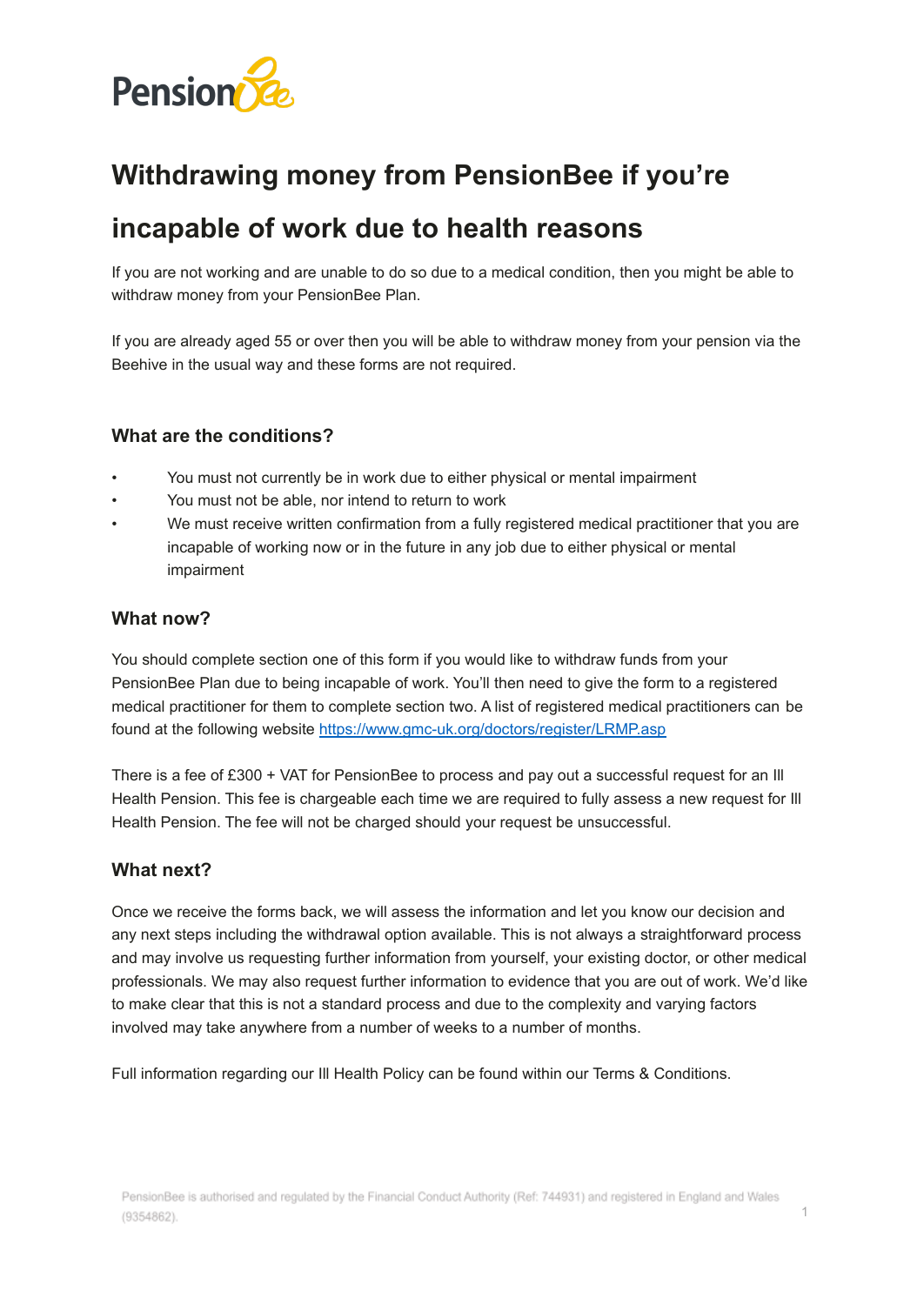PensionBee

# Withdrawing money from PensionBee if you're incapable of work due to health reasons

If you are not working and are unable to do so due to a medical condition, then you might be able to withdraw money from your PensionBee Plan.

If you are already aged 55 or over then you will be able to withdraw money from your pension via the Beehive in the usual way and these forms are not required.

### What are the conditions?

- You must not currently be in work due to either physical or mental impairment
- You must not be able, nor intend to return to work
- We must receive written confirmation from a fully registered medical practitioner that you are incapable of working now or in the future in any job due to either physical or mental impairment

### What now?

You should complete section one of this form if you would like to withdraw funds from your PensionBee Plan due to being incapable of work. You'll then need to give the form to a registered medical practitioner for them to complete section two. A list of registered medical practitioners can be found at the following website [https://www.gmc-uk.org/doctors/register/LRMP.asp](https://www.gmc-uk.org/doctors/register/LRMP.asp)

There is a fee of £300 + VAT for PensionBee to process and pay out a successful request for an Ill Health Pension. This fee is chargeable each time we are required to fully assess a new request for Ill Health Pension. The fee will not be charged should your request be unsuccessful.

### What next?

Once we receive the forms back, we will assess the information and let you know our decision and any next steps including the withdrawal option available. This is not always a straightforward process and may involve us requesting further information from yourself, your existing doctor, or other medical professionals. We may also request further information to evidence that you are out of work. We'd like to make clear that this is not a standard process and due to the complexity and varying factors involved may take anywhere from a number of weeks to a number of months.

Full information regarding our Ill Health Policy can be found within our Terms & Conditions.

PensionBee is authorised and regulated by the Financial Conduct Authority (Ref: 744931) and registered in England and Wales (9354862).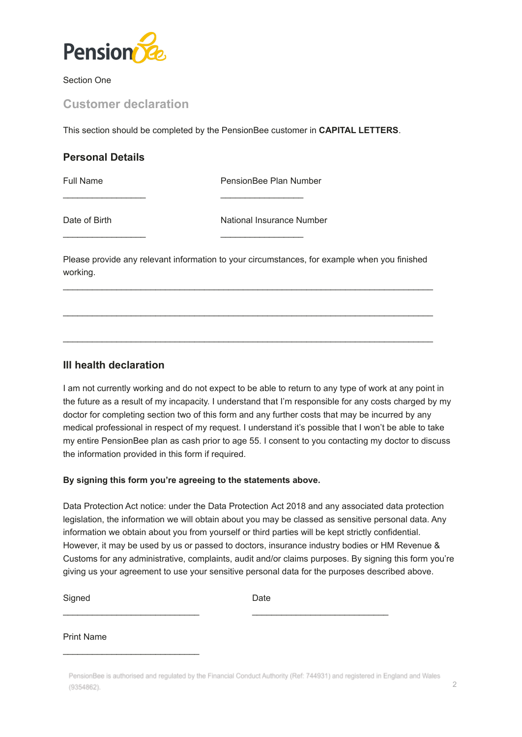PensionBee

Section One

## Customer declaration

This section should be completed by the PensionBee customer in **CAPITAL LETTERS**.

### Personal Details

Full Name

_________________

PensionBee Plan Number

_________________

Date of Birth

_________________

National Insurance Number

_________________

Please provide any relevant information to your circumstances, for example when you finished working.

___________________________________________________________________________

___________________________________________________________________________

___________________________________________________________________________

### Ill health declaration

I am not currently working and do not expect to be able to return to any type of work at any point in the future as a result of my incapacity. I understand that I'm responsible for any costs charged by my doctor for completing section two of this form and any further costs that may be incurred by any medical professional in respect of my request. I understand it's possible that I won't be able to take my entire PensionBee plan as cash prior to age 55. I consent to you contacting my doctor to discuss the information provided in this form if required.

**By signing this form you're agreeing to the statements above.**

Data Protection Act notice: under the Data Protection Act 2018 and any associated data protection legislation, the information we will obtain about you may be classed as sensitive personal data. Any information we obtain about you from yourself or third parties will be kept strictly confidential. However, it may be used by us or passed to doctors, insurance industry bodies or HM Revenue & Customs for any administrative, complaints, audit and/or claims purposes. By signing this form you're giving us your agreement to use your sensitive personal data for the purposes described above.

Signed

____________________________

Date

____________________________

Print Name

____________________________

PensionBee is authorised and regulated by the Financial Conduct Authority (Ref: 744931) and registered in England and Wales (9354862).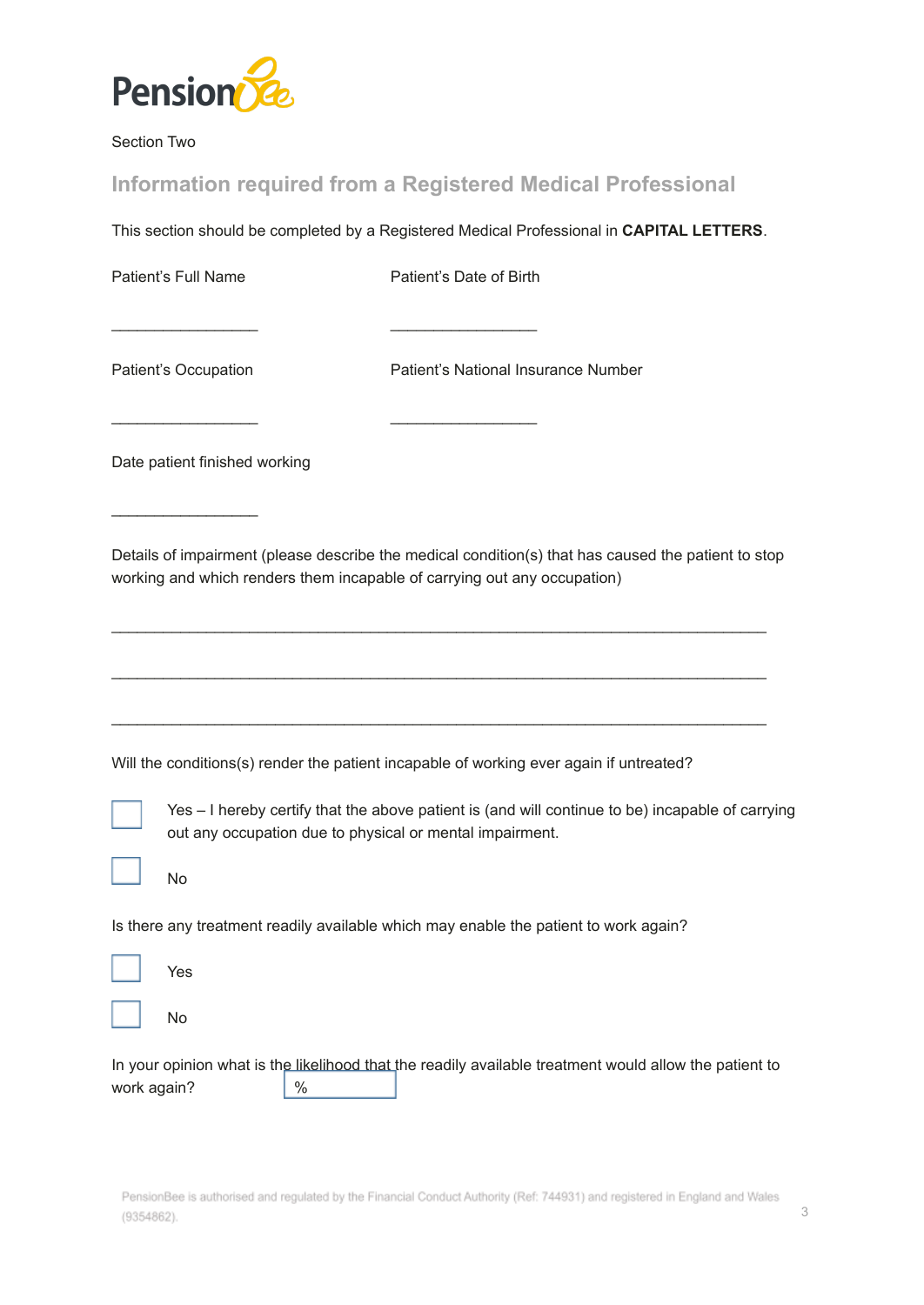PensionBee

Section Two

## Information required from a Registered Medical Professional

This section should be completed by a Registered Medical Professional in **CAPITAL LETTERS**.

Patient's Full Name

\_\_\_\_\_\_\_\_\_\_\_\_\_\_\_\_\_\_

Patient's Date of Birth

\_\_\_\_\_\_\_\_\_\_\_\_\_\_\_\_\_\_

Patient's Occupation

\_\_\_\_\_\_\_\_\_\_\_\_\_\_\_\_\_\_

Patient's National Insurance Number

\_\_\_\_\_\_\_\_\_\_\_\_\_\_\_\_\_\_

Date patient finished working

\_\_\_\_\_\_\_\_\_\_\_\_\_\_\_\_\_\_

Details of impairment (please describe the medical condition(s) that has caused the patient to stop working and which renders them incapable of carrying out any occupation)

\_\_\_\_\_\_\_\_\_\_\_\_\_\_\_\_\_\_\_\_\_\_\_\_\_\_\_\_\_\_\_\_\_\_\_\_\_\_\_\_\_\_\_\_\_\_\_\_\_\_\_\_\_\_\_\_\_\_\_\_\_\_\_\_\_\_\_\_\_\_\_\_\_\_\_\_

\_\_\_\_\_\_\_\_\_\_\_\_\_\_\_\_\_\_\_\_\_\_\_\_\_\_\_\_\_\_\_\_\_\_\_\_\_\_\_\_\_\_\_\_\_\_\_\_\_\_\_\_\_\_\_\_\_\_\_\_\_\_\_\_\_\_\_\_\_\_\_\_\_\_\_\_

\_\_\_\_\_\_\_\_\_\_\_\_\_\_\_\_\_\_\_\_\_\_\_\_\_\_\_\_\_\_\_\_\_\_\_\_\_\_\_\_\_\_\_\_\_\_\_\_\_\_\_\_\_\_\_\_\_\_\_\_\_\_\_\_\_\_\_\_\_\_\_\_\_\_\_\_

Will the conditions(s) render the patient incapable of working ever again if untreated?

- [ ] Yes – I hereby certify that the above patient is (and will continue to be) incapable of carrying out any occupation due to physical or mental impairment.
- [ ] No

Is there any treatment readily available which may enable the patient to work again?

- [ ] Yes
- [ ] No

In your opinion what is the likelihood that the readily available treatment would allow the patient to work again? [ % ]

PensionBee is authorised and regulated by the Financial Conduct Authority (Ref: 744931) and registered in England and Wales (9354862).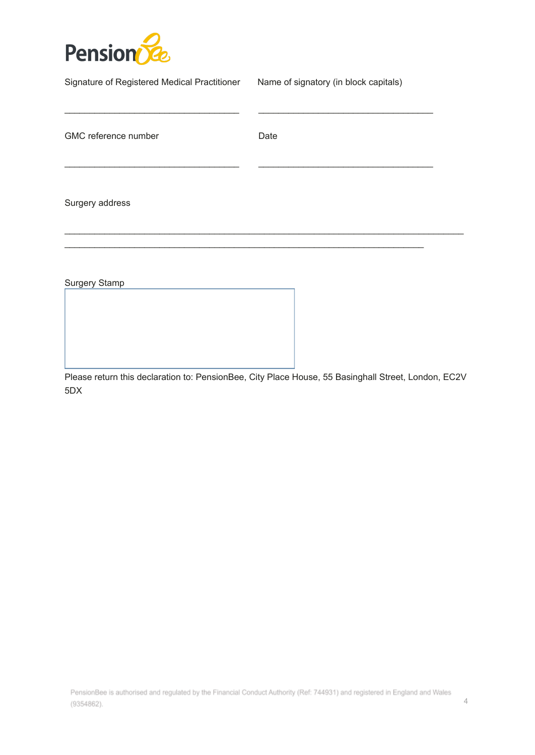PensionBee

| | |
|---|---|
| Signature of Registered Medical Practitioner | Name of signatory (in block capitals) |
| ___________________________________ | ___________________________________ |
| GMC reference number | Date |
| ___________________________________ | ___________________________________ |

Surgery address

________________________________________________________________________________

________________________________________________________________________

Surgery Stamp

Please return this declaration to: PensionBee, City Place House, 55 Basinghall Street, London, EC2V 5DX

PensionBee is authorised and regulated by the Financial Conduct Authority (Ref: 744931) and registered in England and Wales (9354862).